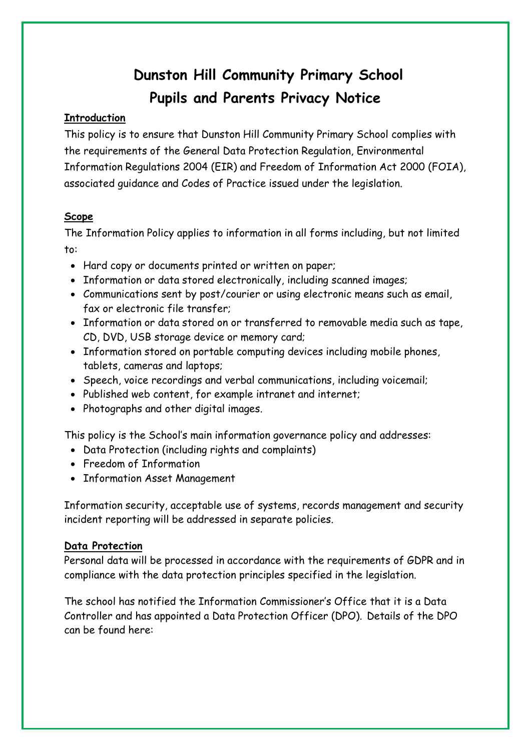# Dunston Hill Community Primary School
# Pupils and Parents Privacy Notice

## Introduction

This policy is to ensure that Dunston Hill Community Primary School complies with the requirements of the General Data Protection Regulation, Environmental Information Regulations 2004 (EIR) and Freedom of Information Act 2000 (FOIA), associated guidance and Codes of Practice issued under the legislation.

## Scope

The Information Policy applies to information in all forms including, but not limited to:

- Hard copy or documents printed or written on paper;
- Information or data stored electronically, including scanned images;
- Communications sent by post/courier or using electronic means such as email, fax or electronic file transfer;
- Information or data stored on or transferred to removable media such as tape, CD, DVD, USB storage device or memory card;
- Information stored on portable computing devices including mobile phones, tablets, cameras and laptops;
- Speech, voice recordings and verbal communications, including voicemail;
- Published web content, for example intranet and internet;
- Photographs and other digital images.

This policy is the School's main information governance policy and addresses:

- Data Protection (including rights and complaints)
- Freedom of Information
- Information Asset Management

Information security, acceptable use of systems, records management and security incident reporting will be addressed in separate policies.

## Data Protection

Personal data will be processed in accordance with the requirements of GDPR and in compliance with the data protection principles specified in the legislation.

The school has notified the Information Commissioner's Office that it is a Data Controller and has appointed a Data Protection Officer (DPO). Details of the DPO can be found here: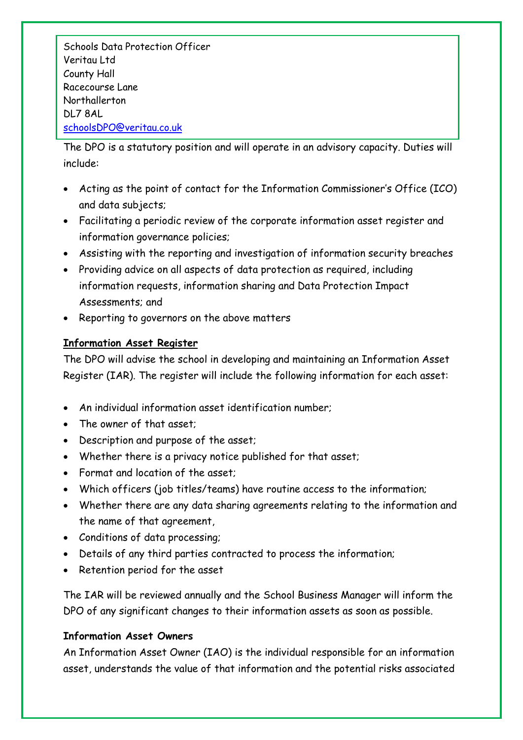Schools Data Protection Officer
Veritau Ltd
County Hall
Racecourse Lane
Northallerton
DL7 8AL
schoolsDPO@veritau.co.uk

The DPO is a statutory position and will operate in an advisory capacity. Duties will include:

- Acting as the point of contact for the Information Commissioner's Office (ICO) and data subjects;
- Facilitating a periodic review of the corporate information asset register and information governance policies;
- Assisting with the reporting and investigation of information security breaches
- Providing advice on all aspects of data protection as required, including information requests, information sharing and Data Protection Impact Assessments; and
- Reporting to governors on the above matters

**Information Asset Register**

The DPO will advise the school in developing and maintaining an Information Asset Register (IAR). The register will include the following information for each asset:

- An individual information asset identification number;
- The owner of that asset;
- Description and purpose of the asset;
- Whether there is a privacy notice published for that asset;
- Format and location of the asset;
- Which officers (job titles/teams) have routine access to the information;
- Whether there are any data sharing agreements relating to the information and the name of that agreement,
- Conditions of data processing;
- Details of any third parties contracted to process the information;
- Retention period for the asset

The IAR will be reviewed annually and the School Business Manager will inform the DPO of any significant changes to their information assets as soon as possible.

**Information Asset Owners**

An Information Asset Owner (IAO) is the individual responsible for an information asset, understands the value of that information and the potential risks associated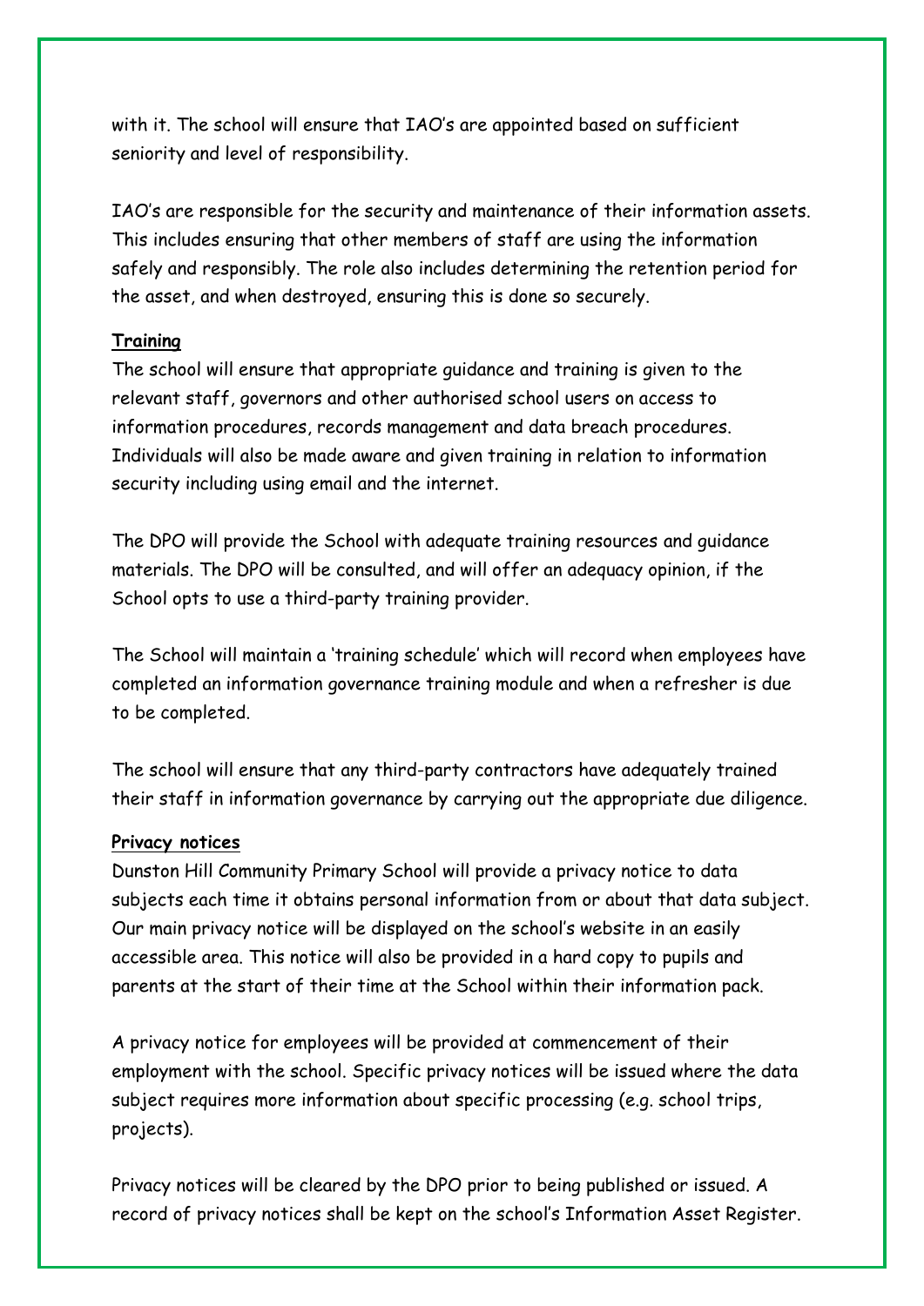with it. The school will ensure that IAO's are appointed based on sufficient seniority and level of responsibility.

IAO's are responsible for the security and maintenance of their information assets. This includes ensuring that other members of staff are using the information safely and responsibly. The role also includes determining the retention period for the asset, and when destroyed, ensuring this is done so securely.

**Training**

The school will ensure that appropriate guidance and training is given to the relevant staff, governors and other authorised school users on access to information procedures, records management and data breach procedures. Individuals will also be made aware and given training in relation to information security including using email and the internet.

The DPO will provide the School with adequate training resources and guidance materials. The DPO will be consulted, and will offer an adequacy opinion, if the School opts to use a third-party training provider.

The School will maintain a 'training schedule' which will record when employees have completed an information governance training module and when a refresher is due to be completed.

The school will ensure that any third-party contractors have adequately trained their staff in information governance by carrying out the appropriate due diligence.

**Privacy notices**

Dunston Hill Community Primary School will provide a privacy notice to data subjects each time it obtains personal information from or about that data subject. Our main privacy notice will be displayed on the school's website in an easily accessible area. This notice will also be provided in a hard copy to pupils and parents at the start of their time at the School within their information pack.

A privacy notice for employees will be provided at commencement of their employment with the school. Specific privacy notices will be issued where the data subject requires more information about specific processing (e.g. school trips, projects).

Privacy notices will be cleared by the DPO prior to being published or issued. A record of privacy notices shall be kept on the school's Information Asset Register.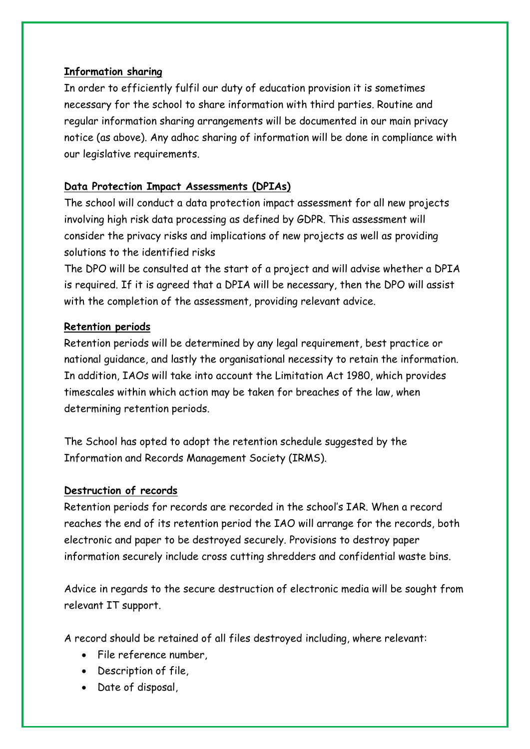**Information sharing**

In order to efficiently fulfil our duty of education provision it is sometimes necessary for the school to share information with third parties. Routine and regular information sharing arrangements will be documented in our main privacy notice (as above). Any adhoc sharing of information will be done in compliance with our legislative requirements.

**Data Protection Impact Assessments (DPIAs)**

The school will conduct a data protection impact assessment for all new projects involving high risk data processing as defined by GDPR. This assessment will consider the privacy risks and implications of new projects as well as providing solutions to the identified risks

The DPO will be consulted at the start of a project and will advise whether a DPIA is required. If it is agreed that a DPIA will be necessary, then the DPO will assist with the completion of the assessment, providing relevant advice.

**Retention periods**

Retention periods will be determined by any legal requirement, best practice or national guidance, and lastly the organisational necessity to retain the information. In addition, IAOs will take into account the Limitation Act 1980, which provides timescales within which action may be taken for breaches of the law, when determining retention periods.

The School has opted to adopt the retention schedule suggested by the Information and Records Management Society (IRMS).

**Destruction of records**

Retention periods for records are recorded in the school's IAR. When a record reaches the end of its retention period the IAO will arrange for the records, both electronic and paper to be destroyed securely. Provisions to destroy paper information securely include cross cutting shredders and confidential waste bins.

Advice in regards to the secure destruction of electronic media will be sought from relevant IT support.

A record should be retained of all files destroyed including, where relevant:

- File reference number,
- Description of file,
- Date of disposal,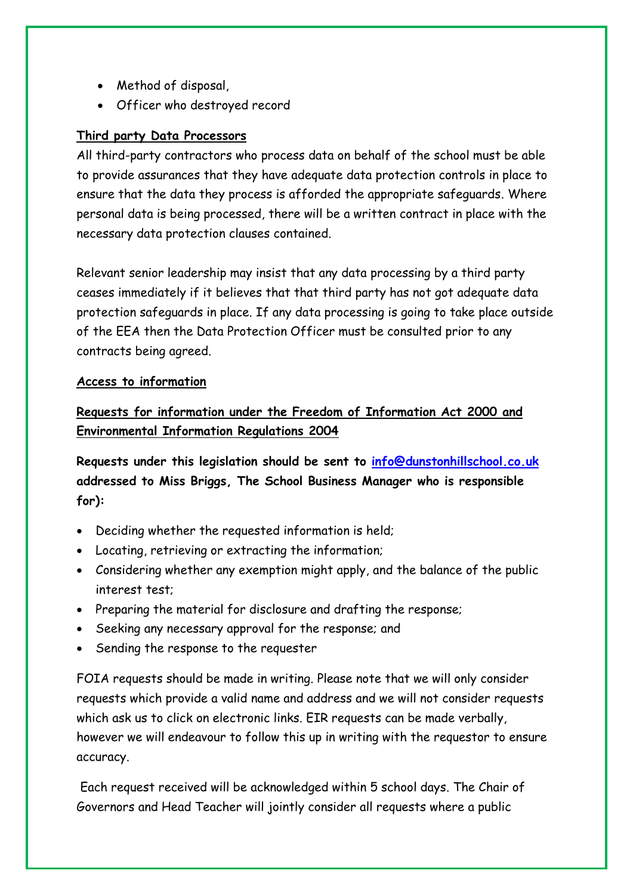- Method of disposal,
- Officer who destroyed record

**Third party Data Processors**

All third-party contractors who process data on behalf of the school must be able to provide assurances that they have adequate data protection controls in place to ensure that the data they process is afforded the appropriate safeguards. Where personal data is being processed, there will be a written contract in place with the necessary data protection clauses contained.

Relevant senior leadership may insist that any data processing by a third party ceases immediately if it believes that that third party has not got adequate data protection safeguards in place. If any data processing is going to take place outside of the EEA then the Data Protection Officer must be consulted prior to any contracts being agreed.

**Access to information**

**Requests for information under the Freedom of Information Act 2000 and Environmental Information Regulations 2004**

**Requests under this legislation should be sent to info@dunstonhillschool.co.uk addressed to Miss Briggs, The School Business Manager who is responsible for):**

- Deciding whether the requested information is held;
- Locating, retrieving or extracting the information;
- Considering whether any exemption might apply, and the balance of the public interest test;
- Preparing the material for disclosure and drafting the response;
- Seeking any necessary approval for the response; and
- Sending the response to the requester

FOIA requests should be made in writing. Please note that we will only consider requests which provide a valid name and address and we will not consider requests which ask us to click on electronic links. EIR requests can be made verbally, however we will endeavour to follow this up in writing with the requestor to ensure accuracy.

Each request received will be acknowledged within 5 school days. The Chair of Governors and Head Teacher will jointly consider all requests where a public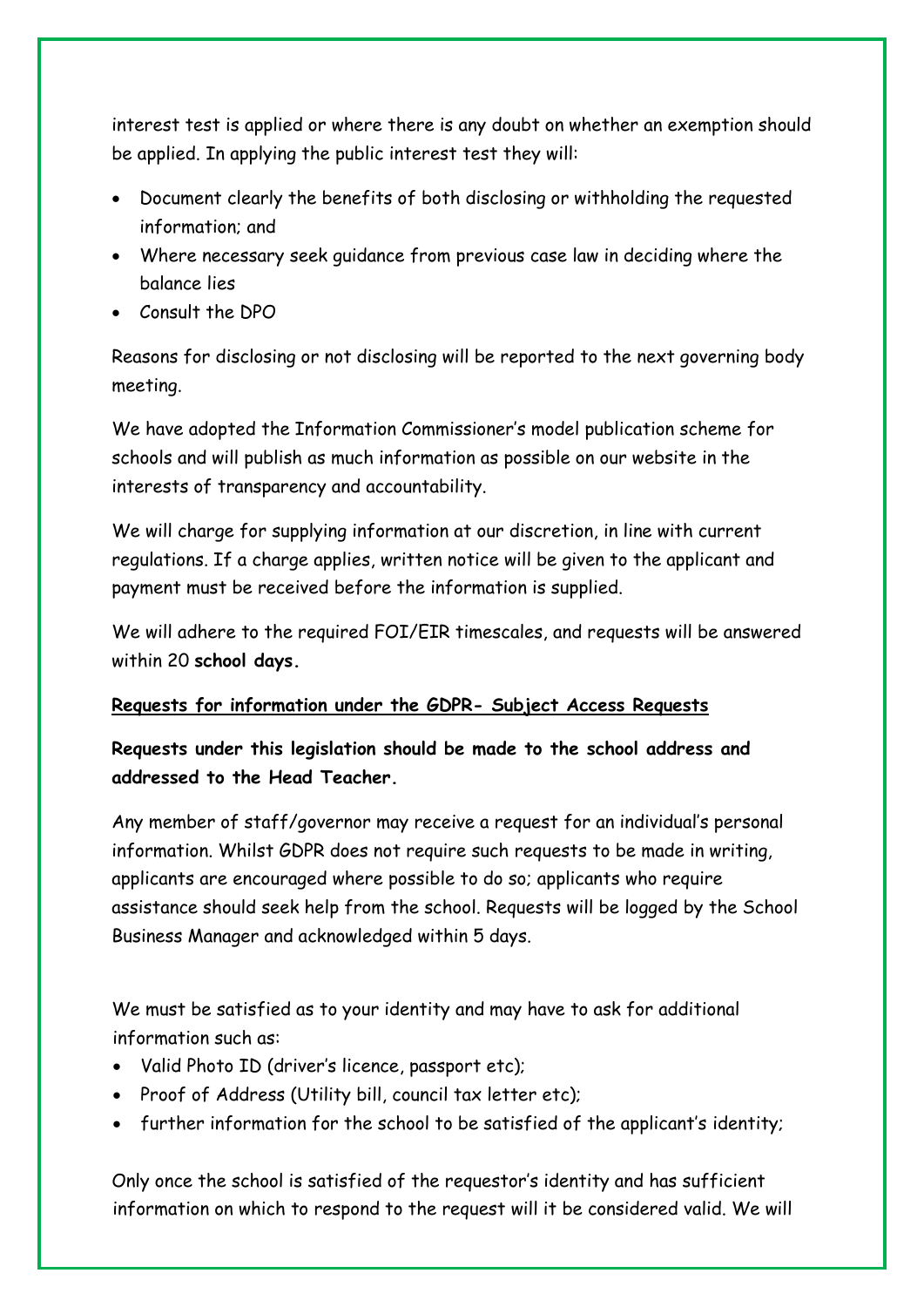interest test is applied or where there is any doubt on whether an exemption should be applied. In applying the public interest test they will:

- Document clearly the benefits of both disclosing or withholding the requested information; and
- Where necessary seek guidance from previous case law in deciding where the balance lies
- Consult the DPO

Reasons for disclosing or not disclosing will be reported to the next governing body meeting.

We have adopted the Information Commissioner's model publication scheme for schools and will publish as much information as possible on our website in the interests of transparency and accountability.

We will charge for supplying information at our discretion, in line with current regulations. If a charge applies, written notice will be given to the applicant and payment must be received before the information is supplied.

We will adhere to the required FOI/EIR timescales, and requests will be answered within 20 **school days.**

**<u>Requests for information under the GDPR- Subject Access Requests</u>**

**Requests under this legislation should be made to the school address and addressed to the Head Teacher.**

Any member of staff/governor may receive a request for an individual's personal information. Whilst GDPR does not require such requests to be made in writing, applicants are encouraged where possible to do so; applicants who require assistance should seek help from the school. Requests will be logged by the School Business Manager and acknowledged within 5 days.

We must be satisfied as to your identity and may have to ask for additional information such as:

- Valid Photo ID (driver's licence, passport etc);
- Proof of Address (Utility bill, council tax letter etc);
- further information for the school to be satisfied of the applicant's identity;

Only once the school is satisfied of the requestor's identity and has sufficient information on which to respond to the request will it be considered valid. We will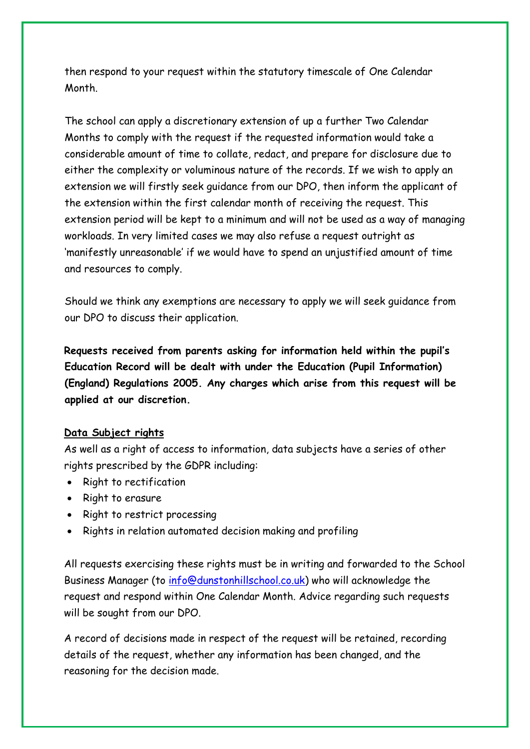then respond to your request within the statutory timescale of One Calendar Month.

The school can apply a discretionary extension of up a further Two Calendar Months to comply with the request if the requested information would take a considerable amount of time to collate, redact, and prepare for disclosure due to either the complexity or voluminous nature of the records. If we wish to apply an extension we will firstly seek guidance from our DPO, then inform the applicant of the extension within the first calendar month of receiving the request. This extension period will be kept to a minimum and will not be used as a way of managing workloads. In very limited cases we may also refuse a request outright as 'manifestly unreasonable' if we would have to spend an unjustified amount of time and resources to comply.

Should we think any exemptions are necessary to apply we will seek guidance from our DPO to discuss their application.

**Requests received from parents asking for information held within the pupil's Education Record will be dealt with under the Education (Pupil Information) (England) Regulations 2005. Any charges which arise from this request will be applied at our discretion.**

**Data Subject rights**

As well as a right of access to information, data subjects have a series of other rights prescribed by the GDPR including:

- Right to rectification
- Right to erasure
- Right to restrict processing
- Rights in relation automated decision making and profiling

All requests exercising these rights must be in writing and forwarded to the School Business Manager (to info@dunstonhillschool.co.uk) who will acknowledge the request and respond within One Calendar Month. Advice regarding such requests will be sought from our DPO.

A record of decisions made in respect of the request will be retained, recording details of the request, whether any information has been changed, and the reasoning for the decision made.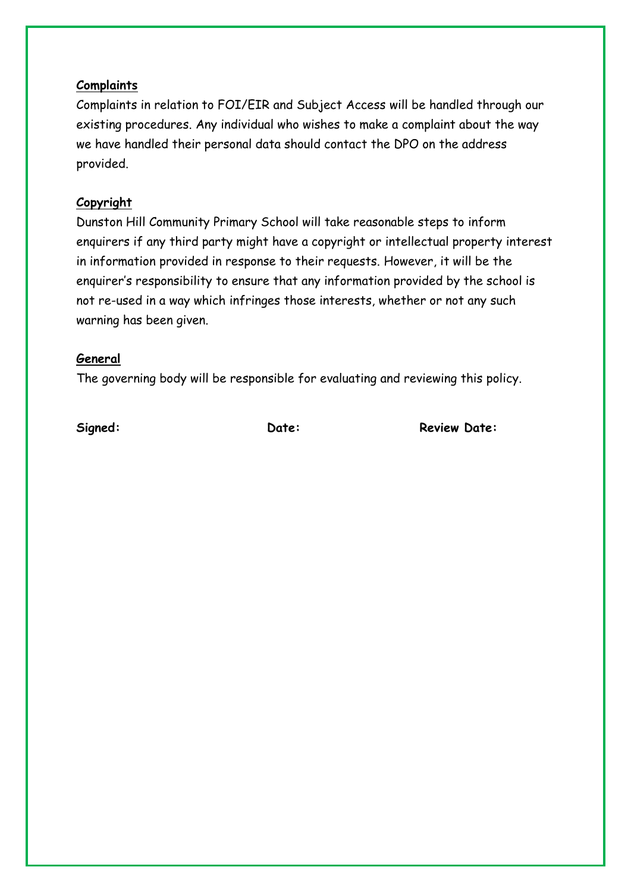**Complaints**

Complaints in relation to FOI/EIR and Subject Access will be handled through our existing procedures. Any individual who wishes to make a complaint about the way we have handled their personal data should contact the DPO on the address provided.

**Copyright**

Dunston Hill Community Primary School will take reasonable steps to inform enquirers if any third party might have a copyright or intellectual property interest in information provided in response to their requests. However, it will be the enquirer's responsibility to ensure that any information provided by the school is not re-used in a way which infringes those interests, whether or not any such warning has been given.

**General**

The governing body will be responsible for evaluating and reviewing this policy.

**Signed:** **Date:** **Review Date:**